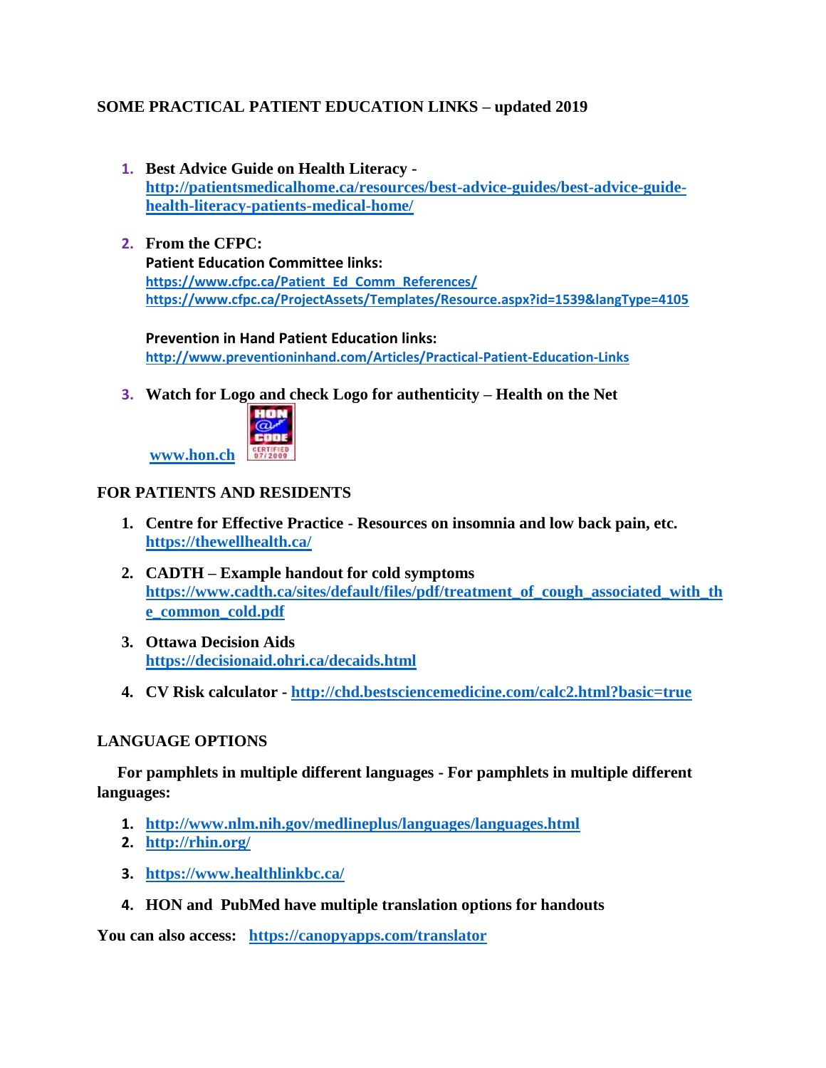**SOME PRACTICAL PATIENT EDUCATION LINKS – updated 2019**

1. **Best Advice Guide on Health Literacy - http://patientsmedicalhome.ca/resources/best-advice-guides/best-advice-guide-health-literacy-patients-medical-home/**

2. **From the CFPC:**
   **Patient Education Committee links:**
   **https://www.cfpc.ca/Patient_Ed_Comm_References/**
   **https://www.cfpc.ca/ProjectAssets/Templates/Resource.aspx?id=1539&langType=4105**

   **Prevention in Hand Patient Education links:**
   **http://www.preventioninhand.com/Articles/Practical-Patient-Education-Links**

3. **Watch for Logo and check Logo for authenticity – Health on the Net**
   **www.hon.ch**

## FOR PATIENTS AND RESIDENTS

1. **Centre for Effective Practice - Resources on insomnia and low back pain, etc. https://thewellhealth.ca/**

2. **CADTH – Example handout for cold symptoms https://www.cadth.ca/sites/default/files/pdf/treatment_of_cough_associated_with_the_common_cold.pdf**

3. **Ottawa Decision Aids https://decisionaid.ohri.ca/decaids.html**

4. **CV Risk calculator - http://chd.bestsciencemedicine.com/calc2.html?basic=true**

## LANGUAGE OPTIONS

**For pamphlets in multiple different languages - For pamphlets in multiple different languages:**

1. **http://www.nlm.nih.gov/medlineplus/languages/languages.html**
2. **http://rhin.org/**
3. **https://www.healthlinkbc.ca/**
4. **HON and PubMed have multiple translation options for handouts**

**You can also access: https://canopyapps.com/translator**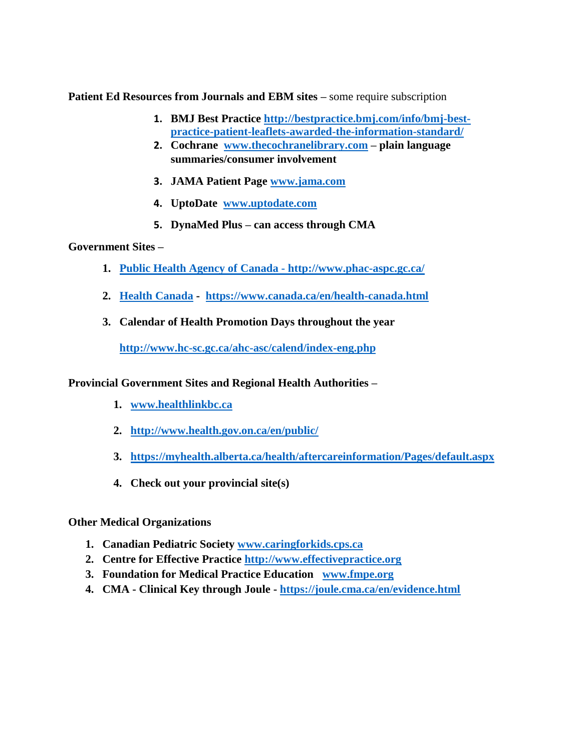**Patient Ed Resources from Journals and EBM sites –** some require subscription

1. **BMJ Best Practice** http://bestpractice.bmj.com/info/bmj-best-practice-patient-leaflets-awarded-the-information-standard/
2. **Cochrane** www.thecochranelibrary.com **– plain language summaries/consumer involvement**
3. **JAMA Patient Page** www.jama.com
4. **UptoDate** www.uptodate.com
5. **DynaMed Plus – can access through CMA**

**Government Sites –**

1. Public Health Agency of Canada - http://www.phac-aspc.gc.ca/
2. Health Canada - https://www.canada.ca/en/health-canada.html
3. **Calendar of Health Promotion Days throughout the year**

   http://www.hc-sc.gc.ca/ahc-asc/calend/index-eng.php

**Provincial Government Sites and Regional Health Authorities –**

1. www.healthlinkbc.ca
2. http://www.health.gov.on.ca/en/public/
3. https://myhealth.alberta.ca/health/aftercareinformation/Pages/default.aspx
4. **Check out your provincial site(s)**

**Other Medical Organizations**

1. **Canadian Pediatric Society** www.caringforkids.cps.ca
2. **Centre for Effective Practice** http://www.effectivepractice.org
3. **Foundation for Medical Practice Education** www.fmpe.org
4. **CMA - Clinical Key through Joule -** https://joule.cma.ca/en/evidence.html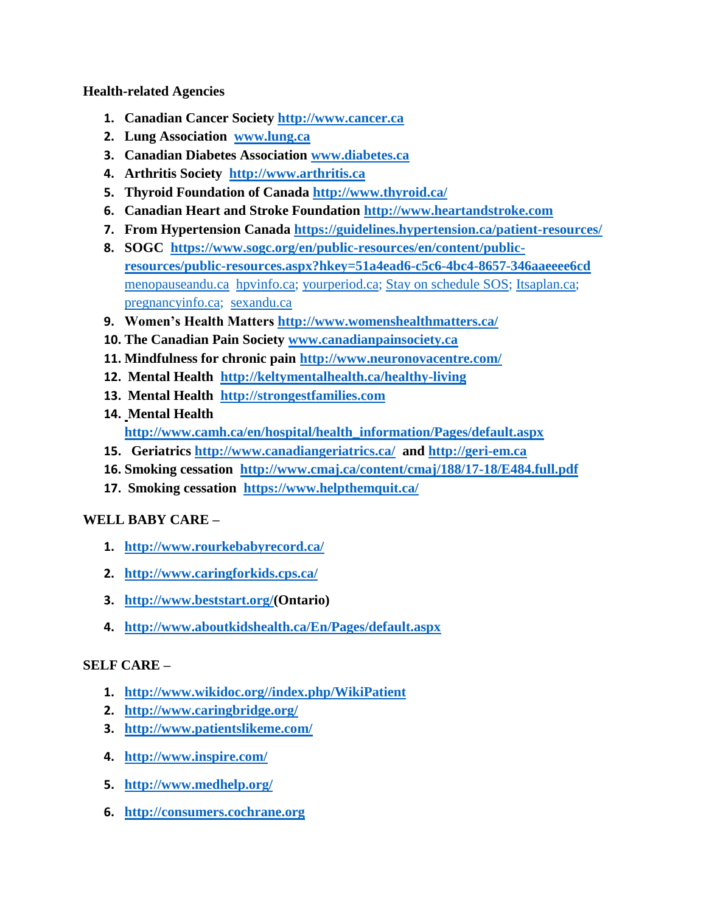**Health-related Agencies**

1. **Canadian Cancer Society** http://www.cancer.ca
2. **Lung Association** www.lung.ca
3. **Canadian Diabetes Association** www.diabetes.ca
4. **Arthritis Society** http://www.arthritis.ca
5. **Thyroid Foundation of Canada** http://www.thyroid.ca/
6. **Canadian Heart and Stroke Foundation** http://www.heartandstroke.com
7. **From Hypertension Canada** https://guidelines.hypertension.ca/patient-resources/
8. **SOGC** https://www.sogc.org/en/public-resources/en/content/public-resources/public-resources.aspx?hkey=51a4ead6-c5c6-4bc4-8657-346aaeeee6cd menopauseandu.ca hpvinfo.ca; yourperiod.ca; Stay on schedule SOS; Itsaplan.ca; pregnancyinfo.ca; sexandu.ca
9. **Women's Health Matters** http://www.womenshealthmatters.ca/
10. **The Canadian Pain Society** www.canadianpainsociety.ca
11. **Mindfulness for chronic pain** http://www.neuronovacentre.com/
12. **Mental Health** http://keltymentalhealth.ca/healthy-living
13. **Mental Health** http://strongestfamilies.com
14. **Mental Health** http://www.camh.ca/en/hospital/health_information/Pages/default.aspx
15. **Geriatrics** http://www.canadiangeriatrics.ca/ **and** http://geri-em.ca
16. **Smoking cessation** http://www.cmaj.ca/content/cmaj/188/17-18/E484.full.pdf
17. **Smoking cessation** https://www.helpthemquit.ca/

**WELL BABY CARE –**

1. http://www.rourkebabyrecord.ca/
2. http://www.caringforkids.cps.ca/
3. http://www.beststart.org/ **(Ontario)**
4. http://www.aboutkidshealth.ca/En/Pages/default.aspx

**SELF CARE –**

1. http://www.wikidoc.org//index.php/WikiPatient
2. http://www.caringbridge.org/
3. http://www.patientslikeme.com/
4. http://www.inspire.com/
5. http://www.medhelp.org/
6. http://consumers.cochrane.org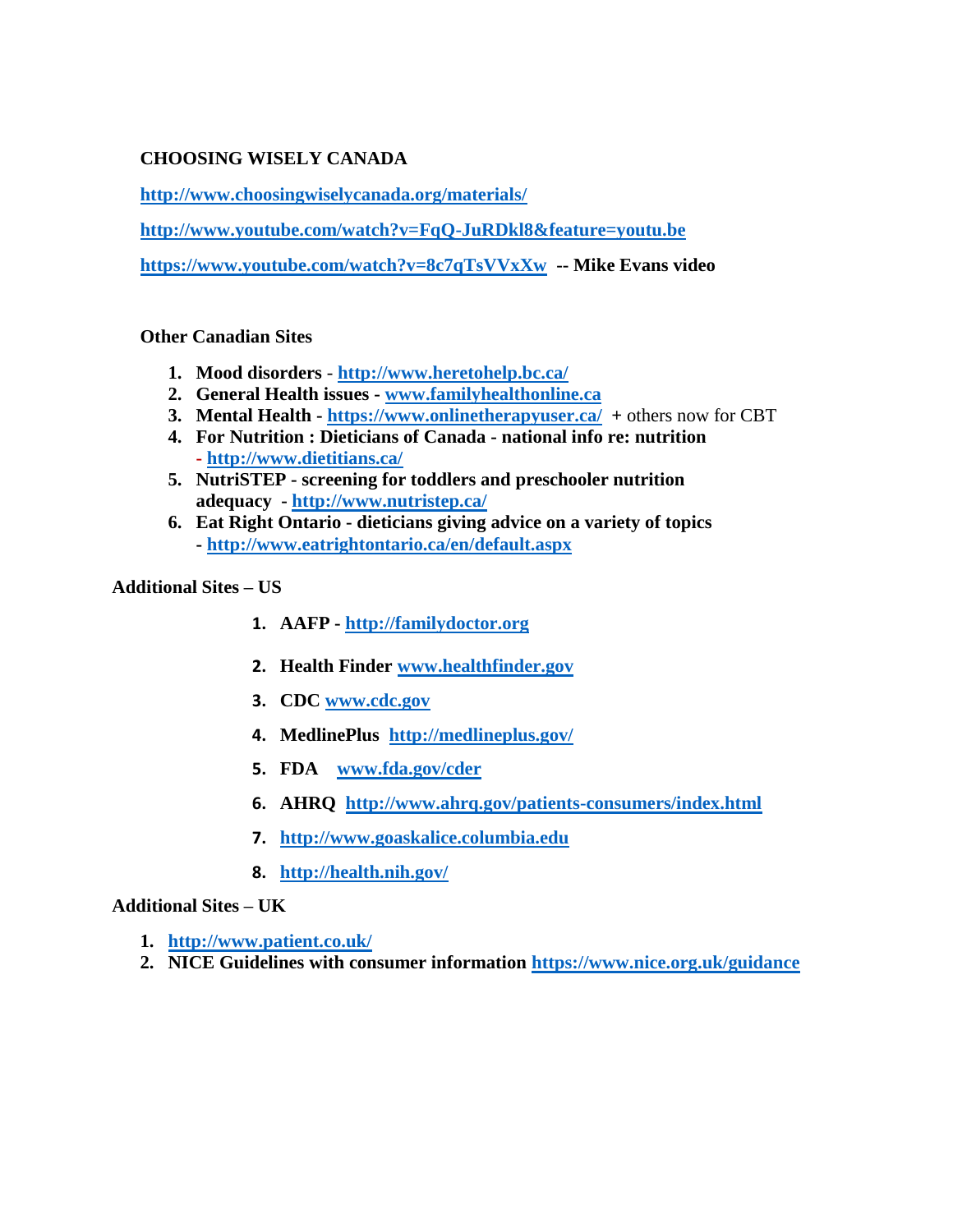**CHOOSING WISELY CANADA**

**http://www.choosingwiselycanada.org/materials/**

**http://www.youtube.com/watch?v=FqQ-JuRDkl8&feature=youtu.be**

**https://www.youtube.com/watch?v=8c7qTsVVxXw -- Mike Evans video**

**Other Canadian Sites**

1. **Mood disorders - http://www.heretohelp.bc.ca/**
2. **General Health issues - www.familyhealthonline.ca**
3. **Mental Health - https://www.onlinetherapyuser.ca/ +** others now for CBT
4. **For Nutrition : Dieticians of Canada - national info re: nutrition - http://www.dietitians.ca/**
5. **NutriSTEP - screening for toddlers and preschooler nutrition adequacy - http://www.nutristep.ca/**
6. **Eat Right Ontario - dieticians giving advice on a variety of topics - http://www.eatrightontario.ca/en/default.aspx**

**Additional Sites – US**

1. **AAFP - http://familydoctor.org**
2. **Health Finder www.healthfinder.gov**
3. **CDC www.cdc.gov**
4. **MedlinePlus http://medlineplus.gov/**
5. **FDA www.fda.gov/cder**
6. **AHRQ http://www.ahrq.gov/patients-consumers/index.html**
7. **http://www.goaskalice.columbia.edu**
8. **http://health.nih.gov/**

**Additional Sites – UK**

1. **http://www.patient.co.uk/**
2. **NICE Guidelines with consumer information https://www.nice.org.uk/guidance**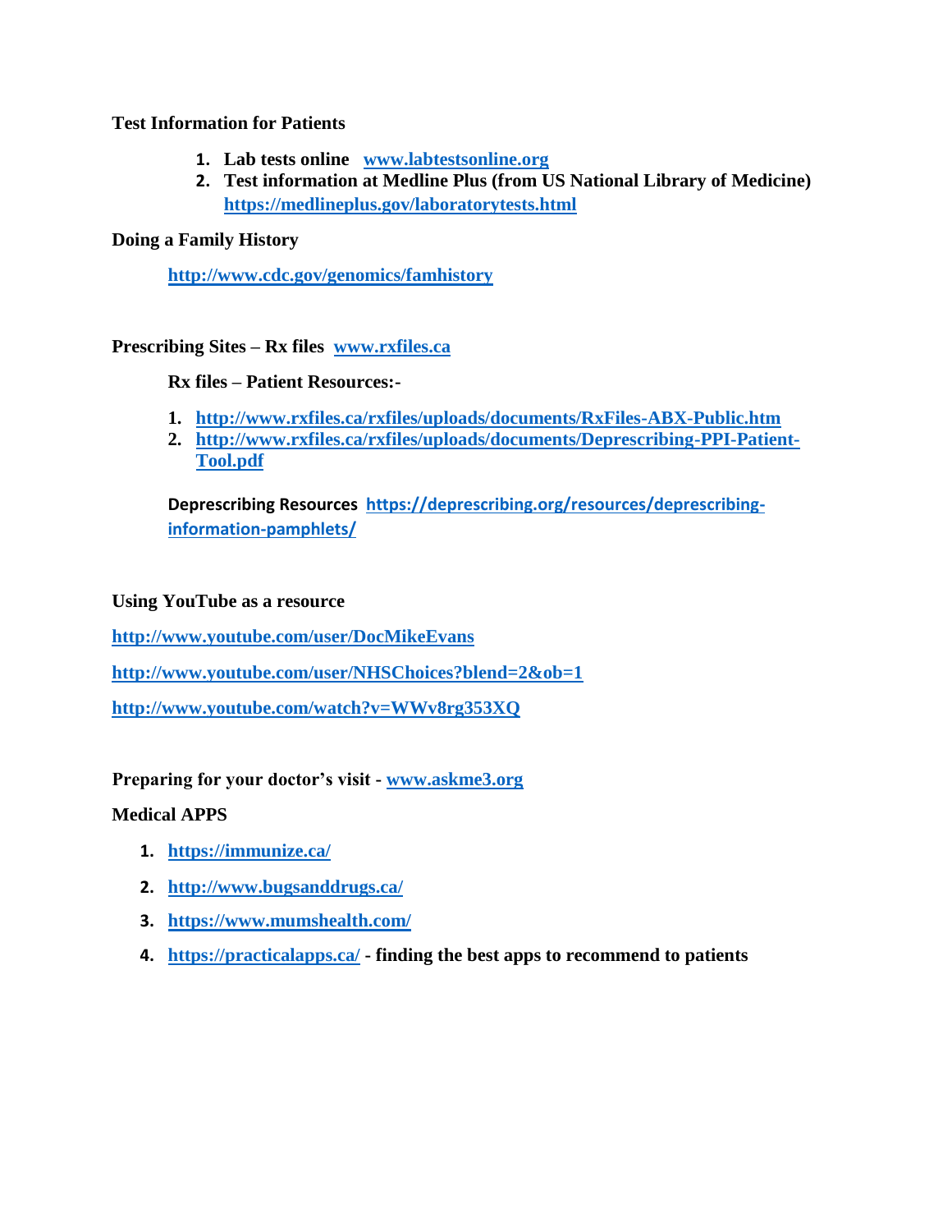**Test Information for Patients**

1. **Lab tests online [www.labtestsonline.org](www.labtestsonline.org)**
2. **Test information at Medline Plus (from US National Library of Medicine) [https://medlineplus.gov/laboratorytests.html](https://medlineplus.gov/laboratorytests.html)**

**Doing a Family History**

**[http://www.cdc.gov/genomics/famhistory](http://www.cdc.gov/genomics/famhistory)**

**Prescribing Sites – Rx files [www.rxfiles.ca](www.rxfiles.ca)**

**Rx files – Patient Resources:-**

1. **[http://www.rxfiles.ca/rxfiles/uploads/documents/RxFiles-ABX-Public.htm](http://www.rxfiles.ca/rxfiles/uploads/documents/RxFiles-ABX-Public.htm)**
2. **[http://www.rxfiles.ca/rxfiles/uploads/documents/Deprescribing-PPI-Patient-Tool.pdf](http://www.rxfiles.ca/rxfiles/uploads/documents/Deprescribing-PPI-Patient-Tool.pdf)**

**Deprescribing Resources [https://deprescribing.org/resources/deprescribing-information-pamphlets/](https://deprescribing.org/resources/deprescribing-information-pamphlets/)**

**Using YouTube as a resource**

**[http://www.youtube.com/user/DocMikeEvans](http://www.youtube.com/user/DocMikeEvans)**

**[http://www.youtube.com/user/NHSChoices?blend=2&ob=1](http://www.youtube.com/user/NHSChoices?blend=2&ob=1)**

**[http://www.youtube.com/watch?v=WWv8rg353XQ](http://www.youtube.com/watch?v=WWv8rg353XQ)**

**Preparing for your doctor's visit - [www.askme3.org](www.askme3.org)**

**Medical APPS**

1. **[https://immunize.ca/](https://immunize.ca/)**
2. **[http://www.bugsanddrugs.ca/](http://www.bugsanddrugs.ca/)**
3. **[https://www.mumshealth.com/](https://www.mumshealth.com/)**
4. **[https://practicalapps.ca/](https://practicalapps.ca/) - finding the best apps to recommend to patients**